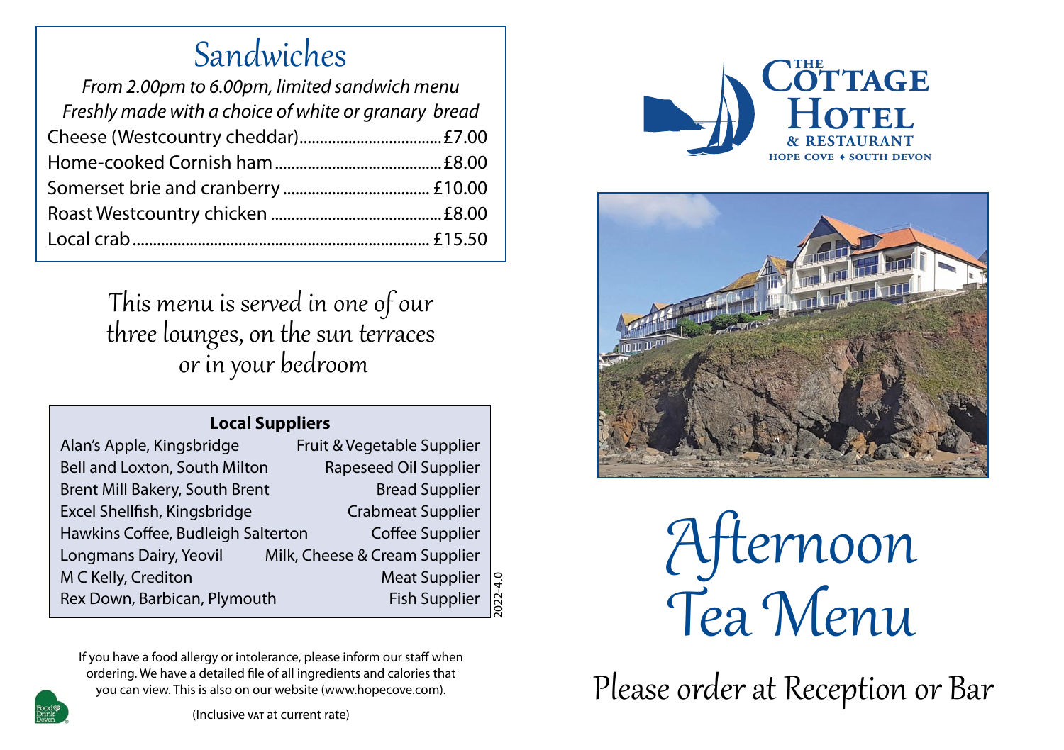## Sandwiches

*From 2.00pm to 6.00pm, limited sandwich menu*
*Freshly made with a choice of white or granary bread*

| Item | Price |
|---|---|
| Cheese (Westcountry cheddar) | £7.00 |
| Home-cooked Cornish ham | £8.00 |
| Somerset brie and cranberry | £10.00 |
| Roast Westcountry chicken | £8.00 |
| Local crab | £15.50 |

This menu is served in one of our three lounges, on the sun terraces or in your bedroom

### Local Suppliers

| Supplier | Supplies |
|---|---|
| Alan's Apple, Kingsbridge | Fruit & Vegetable Supplier |
| Bell and Loxton, South Milton | Rapeseed Oil Supplier |
| Brent Mill Bakery, South Brent | Bread Supplier |
| Excel Shellfish, Kingsbridge | Crabmeat Supplier |
| Hawkins Coffee, Budleigh Salterton | Coffee Supplier |
| Longmans Dairy, Yeovil | Milk, Cheese & Cream Supplier |
| M C Kelly, Crediton | Meat Supplier |
| Rex Down, Barbican, Plymouth | Fish Supplier |

2022-4.0

If you have a food allergy or intolerance, please inform our staff when ordering. We have a detailed file of all ingredients and calories that you can view. This is also on our website (www.hopecove.com).

Food Drink Devon

(Inclusive VAT at current rate)

The Cottage Hotel & Restaurant
Hope Cove ✦ South Devon

# Afternoon Tea Menu

Please order at Reception or Bar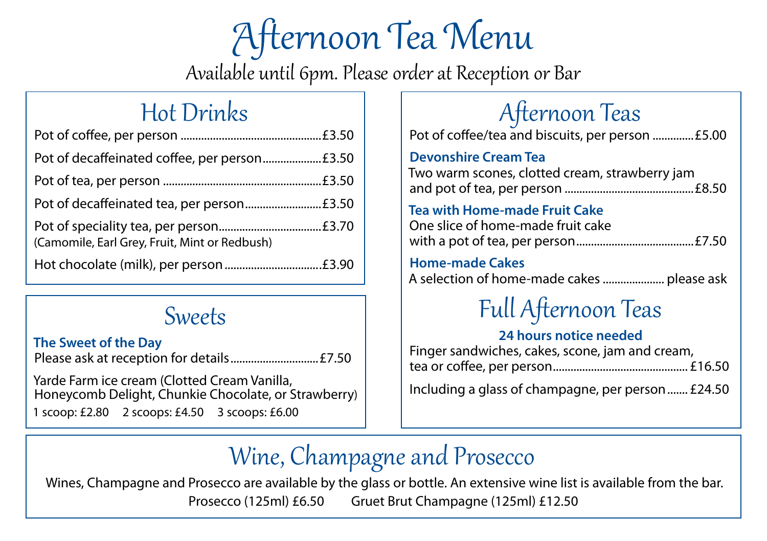# Afternoon Tea Menu

Available until 6pm. Please order at Reception or Bar

## Hot Drinks

Pot of coffee, per person ............ £3.50

Pot of decaffeinated coffee, per person ............ £3.50

Pot of tea, per person ............ £3.50

Pot of decaffeinated tea, per person ............ £3.50

Pot of speciality tea, per person ............ £3.70
(Camomile, Earl Grey, Fruit, Mint or Redbush)

Hot chocolate (milk), per person ............ £3.90

## Sweets

**The Sweet of the Day**
Please ask at reception for details ............ £7.50

Yarde Farm ice cream (Clotted Cream Vanilla, Honeycomb Delight, Chunkie Chocolate, or Strawberry)
1 scoop: £2.80    2 scoops: £4.50    3 scoops: £6.00

## Afternoon Teas

Pot of coffee/tea and biscuits, per person ............ £5.00

**Devonshire Cream Tea**
Two warm scones, clotted cream, strawberry jam and pot of tea, per person ............ £8.50

**Tea with Home-made Fruit Cake**
One slice of home-made fruit cake with a pot of tea, per person ............ £7.50

**Home-made Cakes**
A selection of home-made cakes ............ please ask

## Full Afternoon Teas

**24 hours notice needed**

Finger sandwiches, cakes, scone, jam and cream, tea or coffee, per person ............ £16.50

Including a glass of champagne, per person ............ £24.50

## Wine, Champagne and Prosecco

Wines, Champagne and Prosecco are available by the glass or bottle. An extensive wine list is available from the bar.

Prosecco (125ml) £6.50    Gruet Brut Champagne (125ml) £12.50